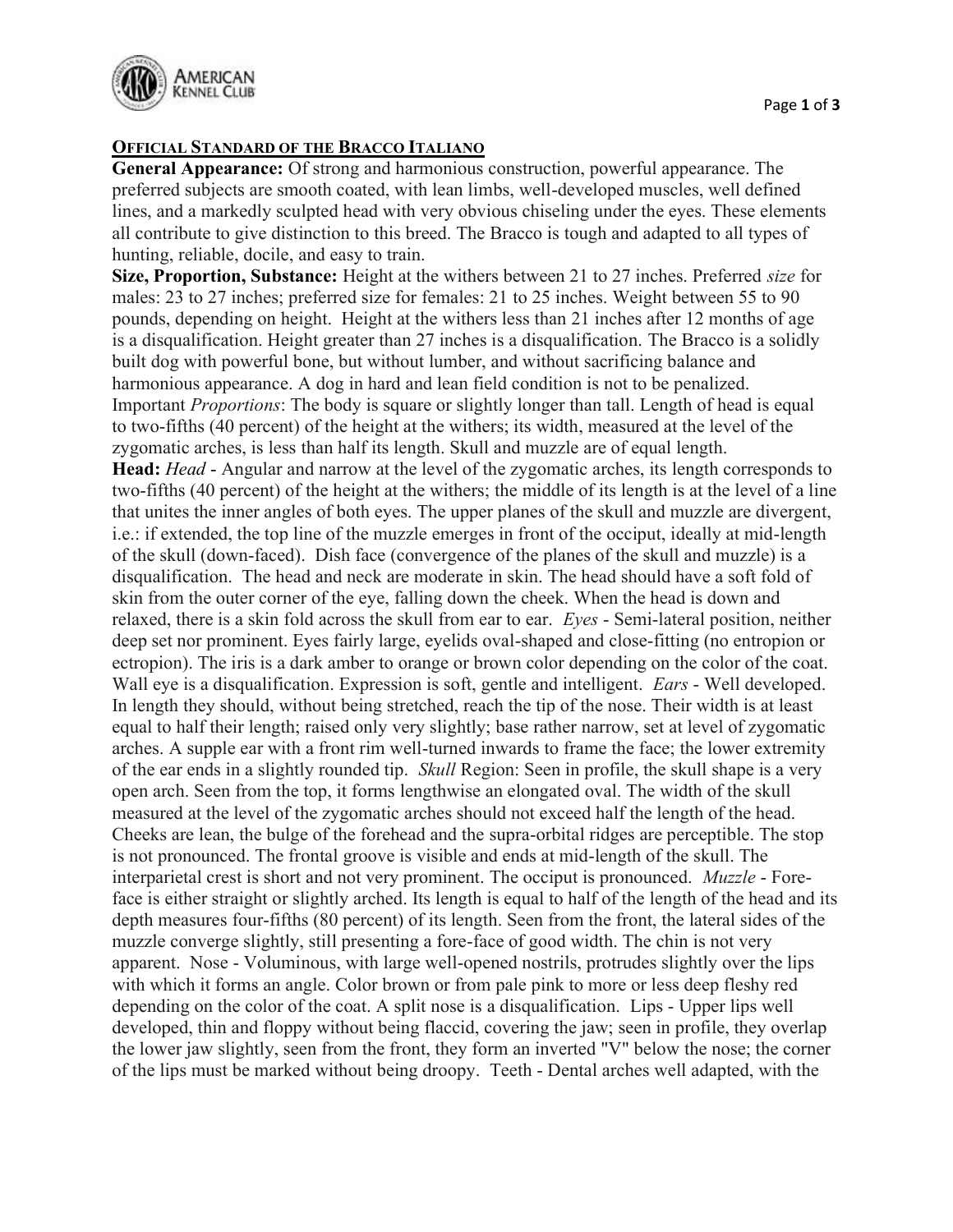# Official Standard of the Bracco Italiano

**General Appearance:** Of strong and harmonious construction, powerful appearance. The preferred subjects are smooth coated, with lean limbs, well-developed muscles, well defined lines, and a markedly sculpted head with very obvious chiseling under the eyes. These elements all contribute to give distinction to this breed. The Bracco is tough and adapted to all types of hunting, reliable, docile, and easy to train.

**Size, Proportion, Substance:** Height at the withers between 21 to 27 inches. Preferred *size* for males: 23 to 27 inches; preferred size for females: 21 to 25 inches. Weight between 55 to 90 pounds, depending on height. Height at the withers less than 21 inches after 12 months of age is a disqualification. Height greater than 27 inches is a disqualification. The Bracco is a solidly built dog with powerful bone, but without lumber, and without sacrificing balance and harmonious appearance. A dog in hard and lean field condition is not to be penalized. Important *Proportions*: The body is square or slightly longer than tall. Length of head is equal to two-fifths (40 percent) of the height at the withers; its width, measured at the level of the zygomatic arches, is less than half its length. Skull and muzzle are of equal length.

**Head:** *Head* - Angular and narrow at the level of the zygomatic arches, its length corresponds to two-fifths (40 percent) of the height at the withers; the middle of its length is at the level of a line that unites the inner angles of both eyes. The upper planes of the skull and muzzle are divergent, i.e.: if extended, the top line of the muzzle emerges in front of the occiput, ideally at mid-length of the skull (down-faced). Dish face (convergence of the planes of the skull and muzzle) is a disqualification. The head and neck are moderate in skin. The head should have a soft fold of skin from the outer corner of the eye, falling down the cheek. When the head is down and relaxed, there is a skin fold across the skull from ear to ear. *Eyes* - Semi-lateral position, neither deep set nor prominent. Eyes fairly large, eyelids oval-shaped and close-fitting (no entropion or ectropion). The iris is a dark amber to orange or brown color depending on the color of the coat. Wall eye is a disqualification. Expression is soft, gentle and intelligent. *Ears* - Well developed. In length they should, without being stretched, reach the tip of the nose. Their width is at least equal to half their length; raised only very slightly; base rather narrow, set at level of zygomatic arches. A supple ear with a front rim well-turned inwards to frame the face; the lower extremity of the ear ends in a slightly rounded tip. *Skull* Region: Seen in profile, the skull shape is a very open arch. Seen from the top, it forms lengthwise an elongated oval. The width of the skull measured at the level of the zygomatic arches should not exceed half the length of the head. Cheeks are lean, the bulge of the forehead and the supra-orbital ridges are perceptible. The stop is not pronounced. The frontal groove is visible and ends at mid-length of the skull. The interparietal crest is short and not very prominent. The occiput is pronounced. *Muzzle* - Fore-face is either straight or slightly arched. Its length is equal to half of the length of the head and its depth measures four-fifths (80 percent) of its length. Seen from the front, the lateral sides of the muzzle converge slightly, still presenting a fore-face of good width. The chin is not very apparent. Nose - Voluminous, with large well-opened nostrils, protrudes slightly over the lips with which it forms an angle. Color brown or from pale pink to more or less deep fleshy red depending on the color of the coat. A split nose is a disqualification. Lips - Upper lips well developed, thin and floppy without being flaccid, covering the jaw; seen in profile, they overlap the lower jaw slightly, seen from the front, they form an inverted "V" below the nose; the corner of the lips must be marked without being droopy. Teeth - Dental arches well adapted, with the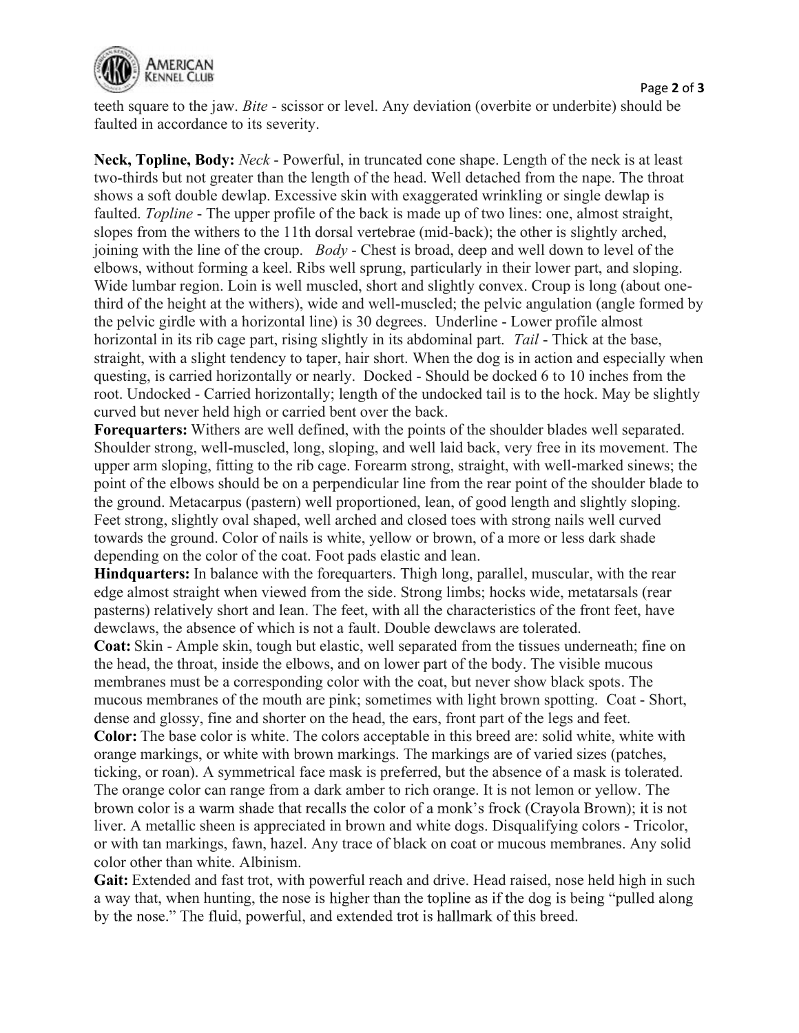teeth square to the jaw. *Bite* - scissor or level. Any deviation (overbite or underbite) should be faulted in accordance to its severity.

**Neck, Topline, Body:** *Neck* - Powerful, in truncated cone shape. Length of the neck is at least two-thirds but not greater than the length of the head. Well detached from the nape. The throat shows a soft double dewlap. Excessive skin with exaggerated wrinkling or single dewlap is faulted. *Topline* - The upper profile of the back is made up of two lines: one, almost straight, slopes from the withers to the 11th dorsal vertebrae (mid-back); the other is slightly arched, joining with the line of the croup. *Body* - Chest is broad, deep and well down to level of the elbows, without forming a keel. Ribs well sprung, particularly in their lower part, and sloping. Wide lumbar region. Loin is well muscled, short and slightly convex. Croup is long (about one-third of the height at the withers), wide and well-muscled; the pelvic angulation (angle formed by the pelvic girdle with a horizontal line) is 30 degrees. Underline - Lower profile almost horizontal in its rib cage part, rising slightly in its abdominal part. *Tail* - Thick at the base, straight, with a slight tendency to taper, hair short. When the dog is in action and especially when questing, is carried horizontally or nearly. Docked - Should be docked 6 to 10 inches from the root. Undocked - Carried horizontally; length of the undocked tail is to the hock. May be slightly curved but never held high or carried bent over the back.

**Forequarters:** Withers are well defined, with the points of the shoulder blades well separated. Shoulder strong, well-muscled, long, sloping, and well laid back, very free in its movement. The upper arm sloping, fitting to the rib cage. Forearm strong, straight, with well-marked sinews; the point of the elbows should be on a perpendicular line from the rear point of the shoulder blade to the ground. Metacarpus (pastern) well proportioned, lean, of good length and slightly sloping. Feet strong, slightly oval shaped, well arched and closed toes with strong nails well curved towards the ground. Color of nails is white, yellow or brown, of a more or less dark shade depending on the color of the coat. Foot pads elastic and lean.

**Hindquarters:** In balance with the forequarters. Thigh long, parallel, muscular, with the rear edge almost straight when viewed from the side. Strong limbs; hocks wide, metatarsals (rear pasterns) relatively short and lean. The feet, with all the characteristics of the front feet, have dewclaws, the absence of which is not a fault. Double dewclaws are tolerated.

**Coat:** Skin - Ample skin, tough but elastic, well separated from the tissues underneath; fine on the head, the throat, inside the elbows, and on lower part of the body. The visible mucous membranes must be a corresponding color with the coat, but never show black spots. The mucous membranes of the mouth are pink; sometimes with light brown spotting. Coat - Short, dense and glossy, fine and shorter on the head, the ears, front part of the legs and feet.

**Color:** The base color is white. The colors acceptable in this breed are: solid white, white with orange markings, or white with brown markings. The markings are of varied sizes (patches, ticking, or roan). A symmetrical face mask is preferred, but the absence of a mask is tolerated. The orange color can range from a dark amber to rich orange. It is not lemon or yellow. The brown color is a warm shade that recalls the color of a monk's frock (Crayola Brown); it is not liver. A metallic sheen is appreciated in brown and white dogs. Disqualifying colors - Tricolor, or with tan markings, fawn, hazel. Any trace of black on coat or mucous membranes. Any solid color other than white. Albinism.

**Gait:** Extended and fast trot, with powerful reach and drive. Head raised, nose held high in such a way that, when hunting, the nose is higher than the topline as if the dog is being "pulled along by the nose." The fluid, powerful, and extended trot is hallmark of this breed.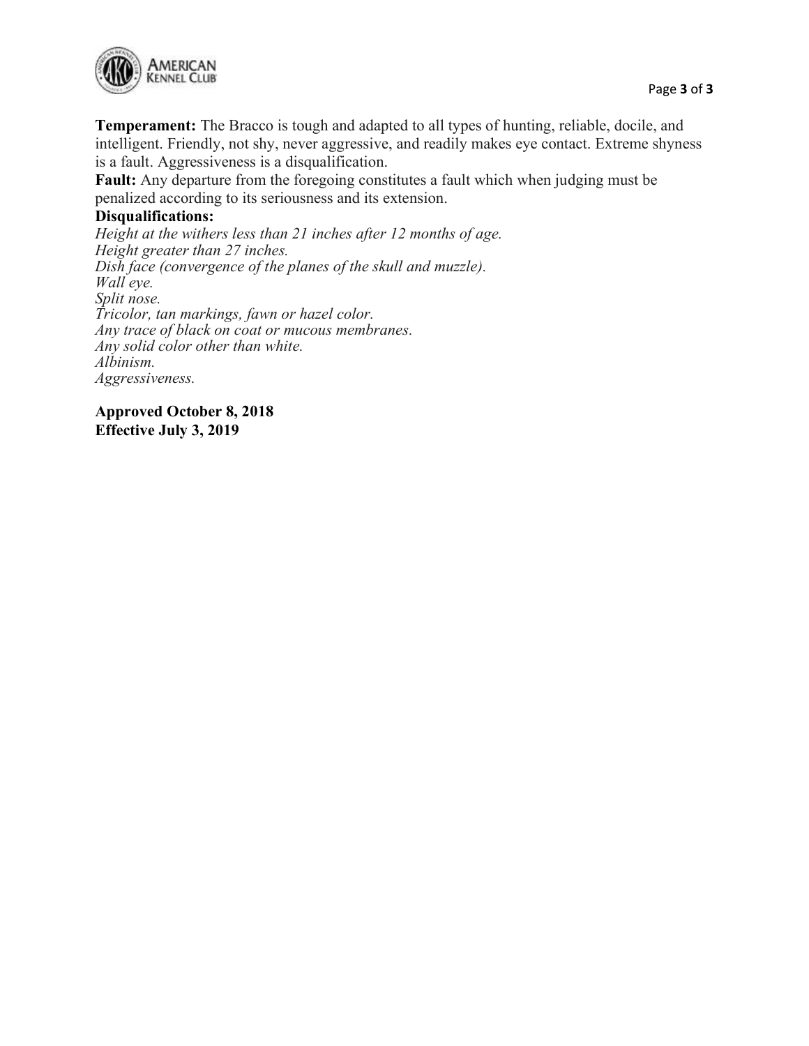**Temperament:** The Bracco is tough and adapted to all types of hunting, reliable, docile, and intelligent. Friendly, not shy, never aggressive, and readily makes eye contact. Extreme shyness is a fault. Aggressiveness is a disqualification.

**Fault:** Any departure from the foregoing constitutes a fault which when judging must be penalized according to its seriousness and its extension.

**Disqualifications:**

*Height at the withers less than 21 inches after 12 months of age.*
*Height greater than 27 inches.*
*Dish face (convergence of the planes of the skull and muzzle).*
*Wall eye.*
*Split nose.*
*Tricolor, tan markings, fawn or hazel color.*
*Any trace of black on coat or mucous membranes.*
*Any solid color other than white.*
*Albinism.*
*Aggressiveness.*

**Approved October 8, 2018**
**Effective July 3, 2019**